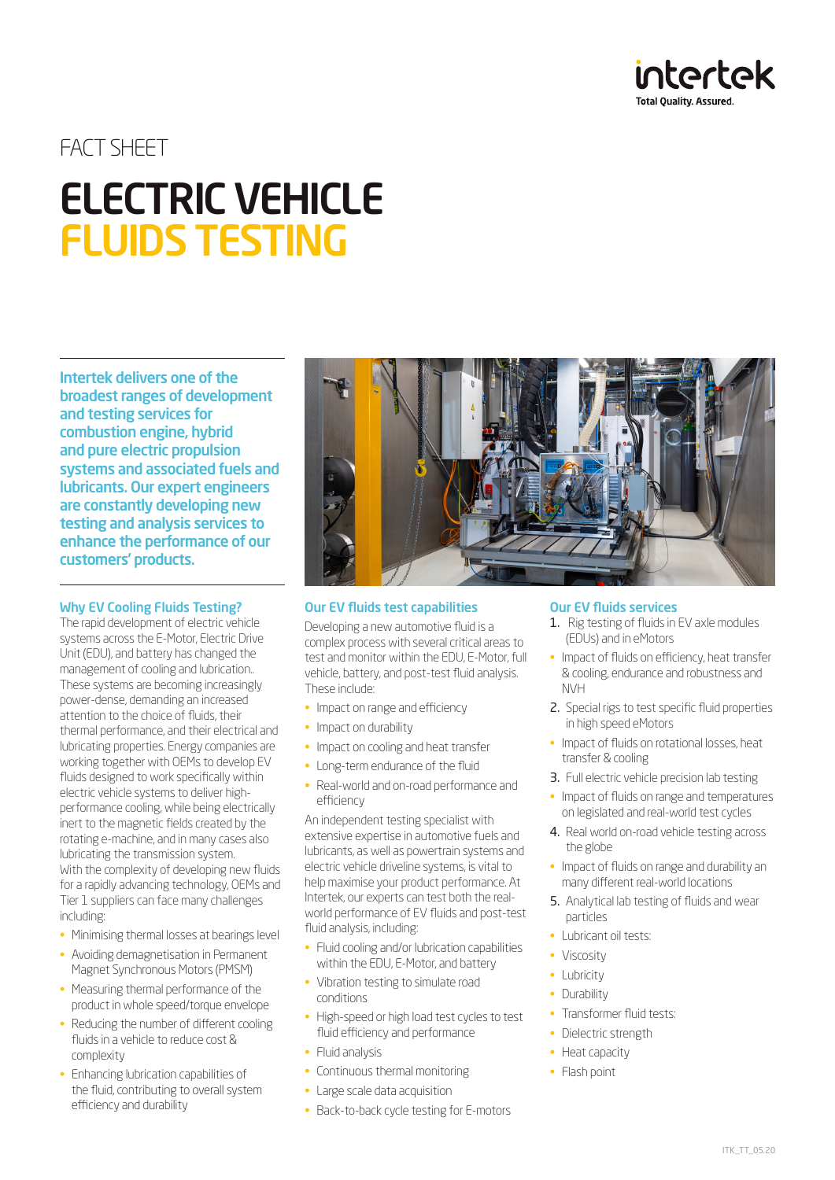FACT SHEET

# ELECTRIC VEHICLE FLUIDS TESTING

**Intertek delivers one of the broadest ranges of development and testing services for combustion engine, hybrid and pure electric propulsion systems and associated fuels and lubricants. Our expert engineers are constantly developing new testing and analysis services to enhance the performance of our customers' products.**

## Why EV Cooling Fluids Testing?

The rapid development of electric vehicle systems across the E-Motor, Electric Drive Unit (EDU), and battery has changed the management of cooling and lubrication.. These systems are becoming increasingly power-dense, demanding an increased attention to the choice of fluids, their thermal performance, and their electrical and lubricating properties. Energy companies are working together with OEMs to develop EV fluids designed to work specifically within electric vehicle systems to deliver high-performance cooling, while being electrically inert to the magnetic fields created by the rotating e-machine, and in many cases also lubricating the transmission system.

With the complexity of developing new fluids for a rapidly advancing technology, OEMs and Tier 1 suppliers can face many challenges including:

- Minimising thermal losses at bearings level
- Avoiding demagnetisation in Permanent Magnet Synchronous Motors (PMSM)
- Measuring thermal performance of the product in whole speed/torque envelope
- Reducing the number of different cooling fluids in a vehicle to reduce cost & complexity
- Enhancing lubrication capabilities of the fluid, contributing to overall system efficiency and durability

## Our EV fluids test capabilities

Developing a new automotive fluid is a complex process with several critical areas to test and monitor within the EDU, E-Motor, full vehicle, battery, and post-test fluid analysis. These include:

- Impact on range and efficiency
- Impact on durability
- Impact on cooling and heat transfer
- Long-term endurance of the fluid
- Real-world and on-road performance and efficiency

An independent testing specialist with extensive expertise in automotive fuels and lubricants, as well as powertrain systems and electric vehicle driveline systems, is vital to help maximise your product performance. At Intertek, our experts can test both the real-world performance of EV fluids and post-test fluid analysis, including:

- Fluid cooling and/or lubrication capabilities within the EDU, E-Motor, and battery
- Vibration testing to simulate road conditions
- High-speed or high load test cycles to test fluid efficiency and performance
- Fluid analysis
- Continuous thermal monitoring
- Large scale data acquisition
- Back-to-back cycle testing for E-motors

## Our EV fluids services

1. Rig testing of fluids in EV axle modules (EDUs) and in eMotors
   - Impact of fluids on efficiency, heat transfer & cooling, endurance and robustness and NVH
2. Special rigs to test specific fluid properties in high speed eMotors
   - Impact of fluids on rotational losses, heat transfer & cooling
3. Full electric vehicle precision lab testing
   - Impact of fluids on range and temperatures on legislated and real-world test cycles
4. Real world on-road vehicle testing across the globe
   - Impact of fluids on range and durability an many different real-world locations
5. Analytical lab testing of fluids and wear particles
   - Lubricant oil tests:
   - Viscosity
   - Lubricity
   - Durability
   - Transformer fluid tests:
   - Dielectric strength
   - Heat capacity
   - Flash point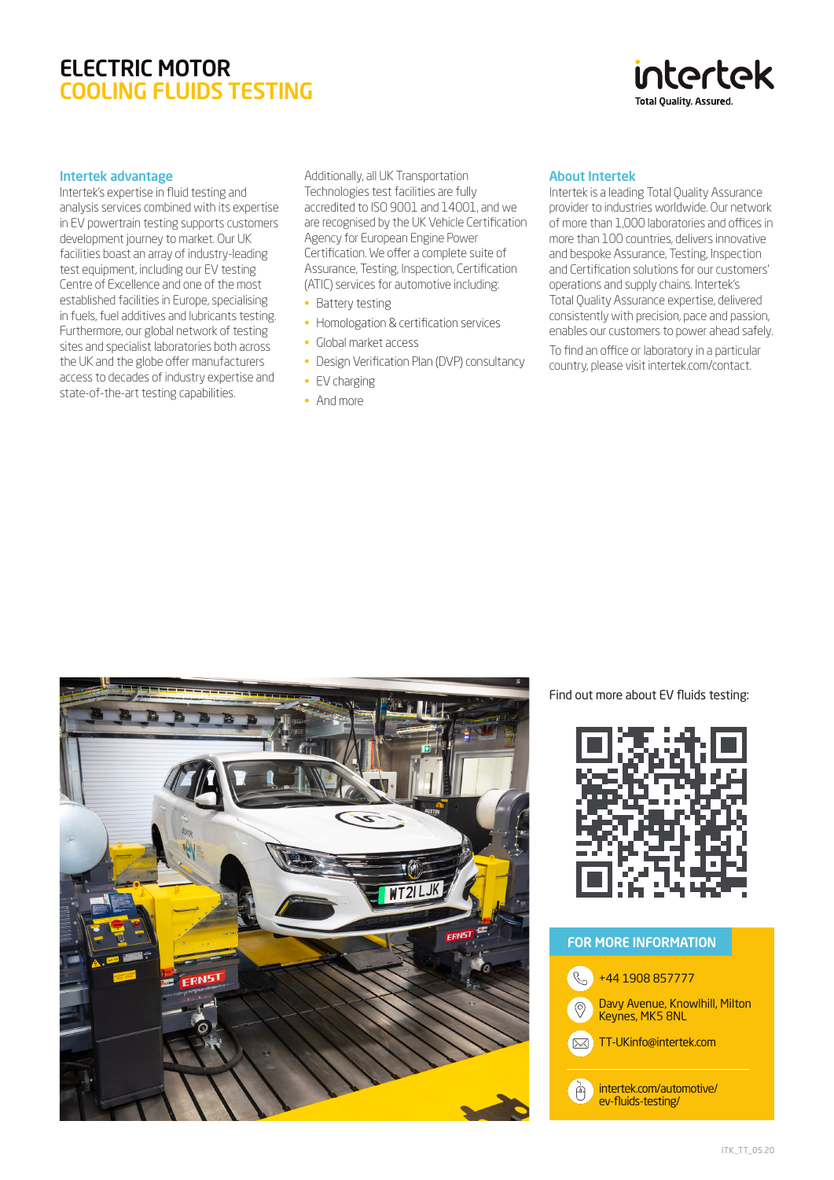# ELECTRIC MOTOR COOLING FLUIDS TESTING

intertek
Total Quality. Assured.

## Intertek advantage

Intertek's expertise in fluid testing and analysis services combined with its expertise in EV powertrain testing supports customers development journey to market. Our UK facilities boast an array of industry-leading test equipment, including our EV testing Centre of Excellence and one of the most established facilities in Europe, specialising in fuels, fuel additives and lubricants testing. Furthermore, our global network of testing sites and specialist laboratories both across the UK and the globe offer manufacturers access to decades of industry expertise and state-of-the-art testing capabilities.

Additionally, all UK Transportation Technologies test facilities are fully accredited to ISO 9001 and 14001, and we are recognised by the UK Vehicle Certification Agency for European Engine Power Certification. We offer a complete suite of Assurance, Testing, Inspection, Certification (ATIC) services for automotive including:

- Battery testing
- Homologation & certification services
- Global market access
- Design Verification Plan (DVP) consultancy
- EV charging
- And more

## About Intertek

Intertek is a leading Total Quality Assurance provider to industries worldwide. Our network of more than 1,000 laboratories and offices in more than 100 countries, delivers innovative and bespoke Assurance, Testing, Inspection and Certification solutions for our customers' operations and supply chains. Intertek's Total Quality Assurance expertise, delivered consistently with precision, pace and passion, enables our customers to power ahead safely.

To find an office or laboratory in a particular country, please visit intertek.com/contact.

Find out more about EV fluids testing:

## FOR MORE INFORMATION

+44 1908 857777

Davy Avenue, Knowlhill, Milton Keynes, MK5 8NL

TT-UKinfo@intertek.com

intertek.com/automotive/ev-fluids-testing/

ITK_TT_05.20